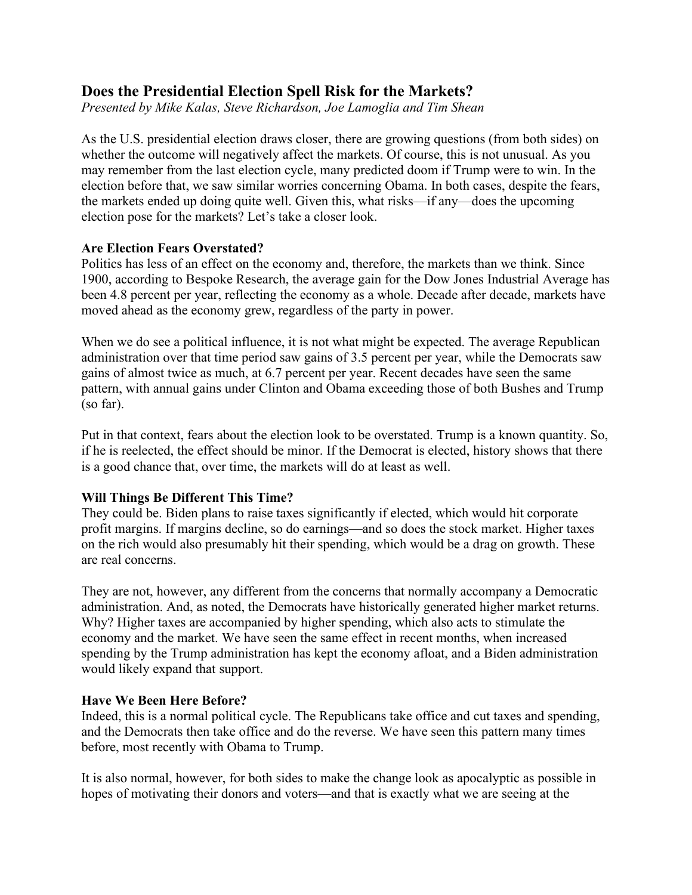# Does the Presidential Election Spell Risk for the Markets?

*Presented by Mike Kalas, Steve Richardson, Joe Lamoglia and Tim Shean*

As the U.S. presidential election draws closer, there are growing questions (from both sides) on whether the outcome will negatively affect the markets. Of course, this is not unusual. As you may remember from the last election cycle, many predicted doom if Trump were to win. In the election before that, we saw similar worries concerning Obama. In both cases, despite the fears, the markets ended up doing quite well. Given this, what risks—if any—does the upcoming election pose for the markets? Let's take a closer look.

**Are Election Fears Overstated?**

Politics has less of an effect on the economy and, therefore, the markets than we think. Since 1900, according to Bespoke Research, the average gain for the Dow Jones Industrial Average has been 4.8 percent per year, reflecting the economy as a whole. Decade after decade, markets have moved ahead as the economy grew, regardless of the party in power.

When we do see a political influence, it is not what might be expected. The average Republican administration over that time period saw gains of 3.5 percent per year, while the Democrats saw gains of almost twice as much, at 6.7 percent per year. Recent decades have seen the same pattern, with annual gains under Clinton and Obama exceeding those of both Bushes and Trump (so far).

Put in that context, fears about the election look to be overstated. Trump is a known quantity. So, if he is reelected, the effect should be minor. If the Democrat is elected, history shows that there is a good chance that, over time, the markets will do at least as well.

**Will Things Be Different This Time?**

They could be. Biden plans to raise taxes significantly if elected, which would hit corporate profit margins. If margins decline, so do earnings—and so does the stock market. Higher taxes on the rich would also presumably hit their spending, which would be a drag on growth. These are real concerns.

They are not, however, any different from the concerns that normally accompany a Democratic administration. And, as noted, the Democrats have historically generated higher market returns. Why? Higher taxes are accompanied by higher spending, which also acts to stimulate the economy and the market. We have seen the same effect in recent months, when increased spending by the Trump administration has kept the economy afloat, and a Biden administration would likely expand that support.

**Have We Been Here Before?**

Indeed, this is a normal political cycle. The Republicans take office and cut taxes and spending, and the Democrats then take office and do the reverse. We have seen this pattern many times before, most recently with Obama to Trump.

It is also normal, however, for both sides to make the change look as apocalyptic as possible in hopes of motivating their donors and voters—and that is exactly what we are seeing at the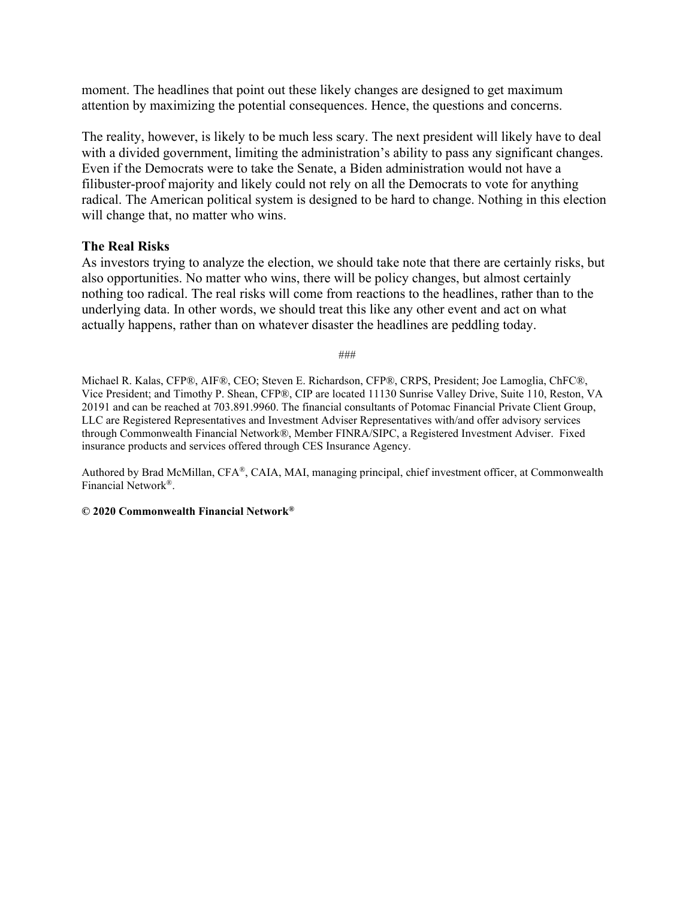moment. The headlines that point out these likely changes are designed to get maximum attention by maximizing the potential consequences. Hence, the questions and concerns.

The reality, however, is likely to be much less scary. The next president will likely have to deal with a divided government, limiting the administration's ability to pass any significant changes. Even if the Democrats were to take the Senate, a Biden administration would not have a filibuster-proof majority and likely could not rely on all the Democrats to vote for anything radical. The American political system is designed to be hard to change. Nothing in this election will change that, no matter who wins.

## The Real Risks

As investors trying to analyze the election, we should take note that there are certainly risks, but also opportunities. No matter who wins, there will be policy changes, but almost certainly nothing too radical. The real risks will come from reactions to the headlines, rather than to the underlying data. In other words, we should treat this like any other event and act on what actually happens, rather than on whatever disaster the headlines are peddling today.

###

Michael R. Kalas, CFP®, AIF®, CEO; Steven E. Richardson, CFP®, CRPS, President; Joe Lamoglia, ChFC®, Vice President; and Timothy P. Shean, CFP®, CIP are located 11130 Sunrise Valley Drive, Suite 110, Reston, VA 20191 and can be reached at 703.891.9960. The financial consultants of Potomac Financial Private Client Group, LLC are Registered Representatives and Investment Adviser Representatives with/and offer advisory services through Commonwealth Financial Network®, Member FINRA/SIPC, a Registered Investment Adviser. Fixed insurance products and services offered through CES Insurance Agency.

Authored by Brad McMillan, CFA®, CAIA, MAI, managing principal, chief investment officer, at Commonwealth Financial Network®.

**© 2020 Commonwealth Financial Network®**